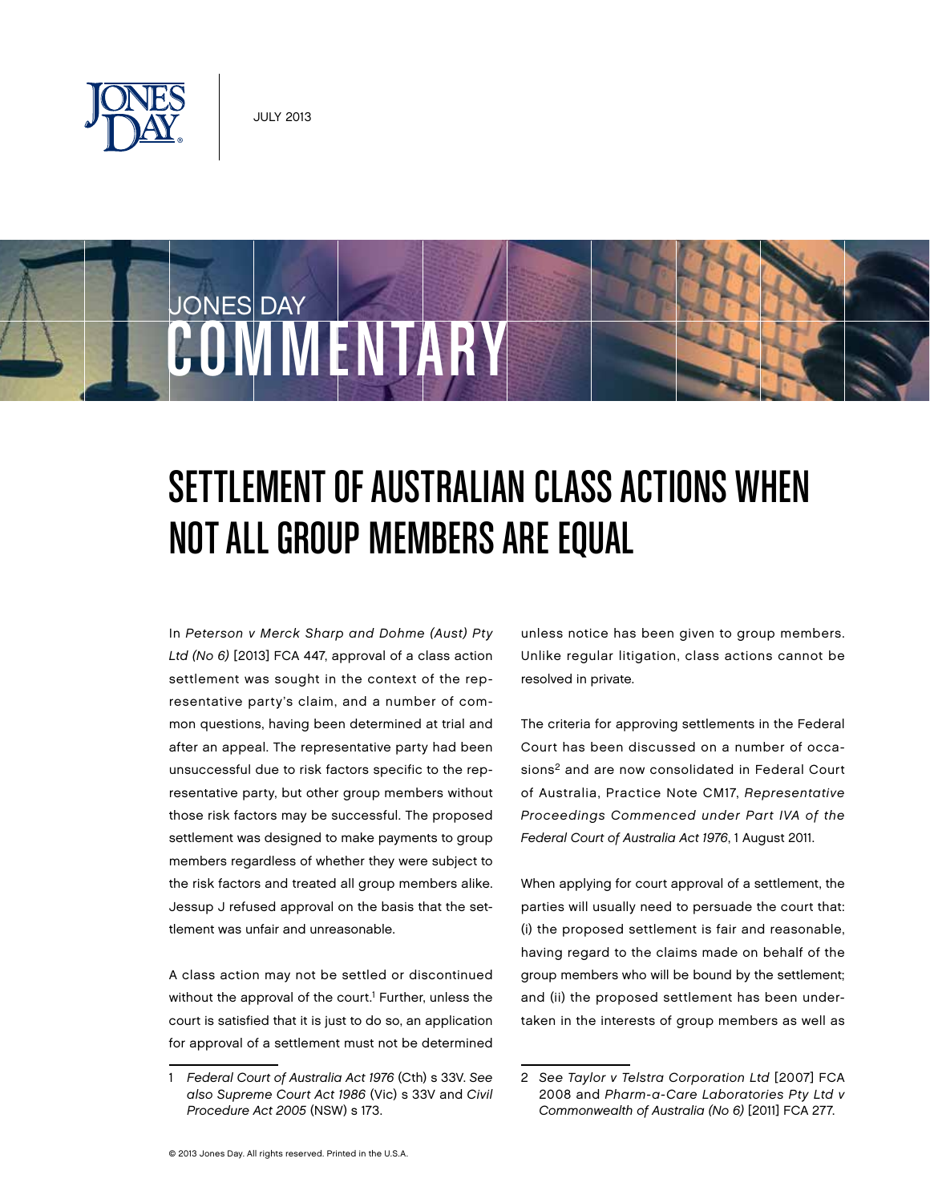JULY 2013

JONES DAY

# COMMENTARY

# SETTLEMENT OF AUSTRALIAN CLASS ACTIONS WHEN NOT ALL GROUP MEMBERS ARE EQUAL

In *Peterson v Merck Sharp and Dohme (Aust) Pty Ltd (No 6)* [2013] FCA 447, approval of a class action settlement was sought in the context of the representative party's claim, and a number of common questions, having been determined at trial and after an appeal. The representative party had been unsuccessful due to risk factors specific to the representative party, but other group members without those risk factors may be successful. The proposed settlement was designed to make payments to group members regardless of whether they were subject to the risk factors and treated all group members alike. Jessup J refused approval on the basis that the settlement was unfair and unreasonable.

A class action may not be settled or discontinued without the approval of the court.[1] Further, unless the court is satisfied that it is just to do so, an application for approval of a settlement must not be determined unless notice has been given to group members. Unlike regular litigation, class actions cannot be resolved in private.

The criteria for approving settlements in the Federal Court has been discussed on a number of occasions[2] and are now consolidated in Federal Court of Australia, Practice Note CM17, *Representative Proceedings Commenced under Part IVA of the Federal Court of Australia Act 1976*, 1 August 2011.

When applying for court approval of a settlement, the parties will usually need to persuade the court that: (i) the proposed settlement is fair and reasonable, having regard to the claims made on behalf of the group members who will be bound by the settlement; and (ii) the proposed settlement has been undertaken in the interests of group members as well as

1 *Federal Court of Australia Act 1976* (Cth) s 33V. *See also Supreme Court Act 1986* (Vic) s 33V and *Civil Procedure Act 2005* (NSW) s 173.

2 *See Taylor v Telstra Corporation Ltd* [2007] FCA 2008 and *Pharm-a-Care Laboratories Pty Ltd v Commonwealth of Australia (No 6)* [2011] FCA 277.

© 2013 Jones Day. All rights reserved. Printed in the U.S.A.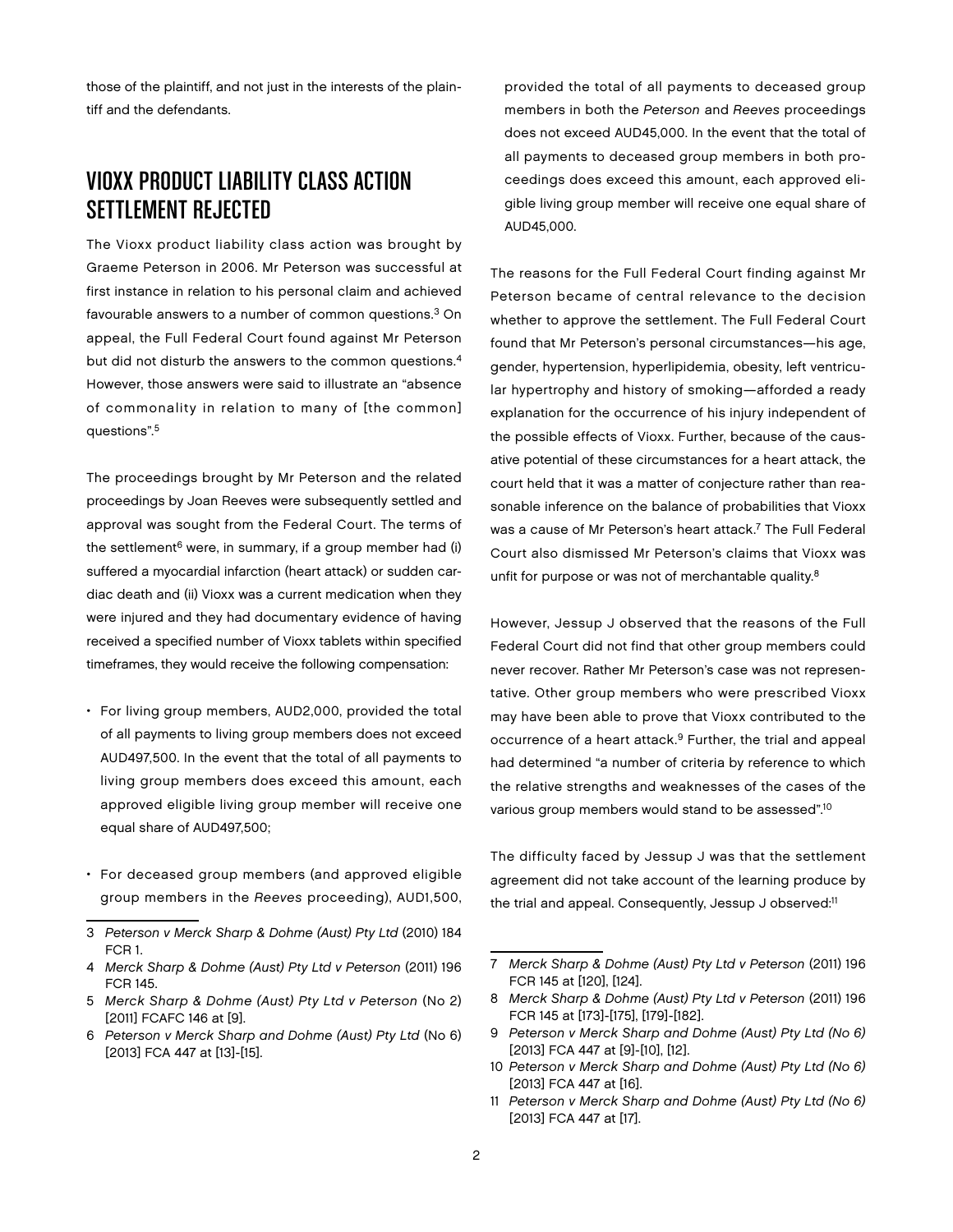those of the plaintiff, and not just in the interests of the plaintiff and the defendants.

## VIOXX PRODUCT LIABILITY CLASS ACTION SETTLEMENT REJECTED

The Vioxx product liability class action was brought by Graeme Peterson in 2006. Mr Peterson was successful at first instance in relation to his personal claim and achieved favourable answers to a number of common questions.[3] On appeal, the Full Federal Court found against Mr Peterson but did not disturb the answers to the common questions.[4] However, those answers were said to illustrate an "absence of commonality in relation to many of [the common] questions".[5]

The proceedings brought by Mr Peterson and the related proceedings by Joan Reeves were subsequently settled and approval was sought from the Federal Court. The terms of the settlement[6] were, in summary, if a group member had (i) suffered a myocardial infarction (heart attack) or sudden cardiac death and (ii) Vioxx was a current medication when they were injured and they had documentary evidence of having received a specified number of Vioxx tablets within specified timeframes, they would receive the following compensation:

- For living group members, AUD2,000, provided the total of all payments to living group members does not exceed AUD497,500. In the event that the total of all payments to living group members does exceed this amount, each approved eligible living group member will receive one equal share of AUD497,500;
- For deceased group members (and approved eligible group members in the *Reeves* proceeding), AUD1,500, provided the total of all payments to deceased group members in both the *Peterson* and *Reeves* proceedings does not exceed AUD45,000. In the event that the total of all payments to deceased group members in both proceedings does exceed this amount, each approved eligible living group member will receive one equal share of AUD45,000.

The reasons for the Full Federal Court finding against Mr Peterson became of central relevance to the decision whether to approve the settlement. The Full Federal Court found that Mr Peterson's personal circumstances—his age, gender, hypertension, hyperlipidemia, obesity, left ventricular hypertrophy and history of smoking—afforded a ready explanation for the occurrence of his injury independent of the possible effects of Vioxx. Further, because of the causative potential of these circumstances for a heart attack, the court held that it was a matter of conjecture rather than reasonable inference on the balance of probabilities that Vioxx was a cause of Mr Peterson's heart attack.[7] The Full Federal Court also dismissed Mr Peterson's claims that Vioxx was unfit for purpose or was not of merchantable quality.[8]

However, Jessup J observed that the reasons of the Full Federal Court did not find that other group members could never recover. Rather Mr Peterson's case was not representative. Other group members who were prescribed Vioxx may have been able to prove that Vioxx contributed to the occurrence of a heart attack.[9] Further, the trial and appeal had determined "a number of criteria by reference to which the relative strengths and weaknesses of the cases of the various group members would stand to be assessed".[10]

The difficulty faced by Jessup J was that the settlement agreement did not take account of the learning produce by the trial and appeal. Consequently, Jessup J observed:[11]

---

3 *Peterson v Merck Sharp & Dohme (Aust) Pty Ltd* (2010) 184 FCR 1.

4 *Merck Sharp & Dohme (Aust) Pty Ltd v Peterson* (2011) 196 FCR 145.

5 *Merck Sharp & Dohme (Aust) Pty Ltd v Peterson* (No 2) [2011] FCAFC 146 at [9].

6 *Peterson v Merck Sharp and Dohme (Aust) Pty Ltd* (No 6) [2013] FCA 447 at [13]-[15].

7 *Merck Sharp & Dohme (Aust) Pty Ltd v Peterson* (2011) 196 FCR 145 at [120], [124].

8 *Merck Sharp & Dohme (Aust) Pty Ltd v Peterson* (2011) 196 FCR 145 at [173]-[175], [179]-[182].

9 *Peterson v Merck Sharp and Dohme (Aust) Pty Ltd (No 6)* [2013] FCA 447 at [9]-[10], [12].

10 *Peterson v Merck Sharp and Dohme (Aust) Pty Ltd (No 6)* [2013] FCA 447 at [16].

11 *Peterson v Merck Sharp and Dohme (Aust) Pty Ltd (No 6)* [2013] FCA 447 at [17].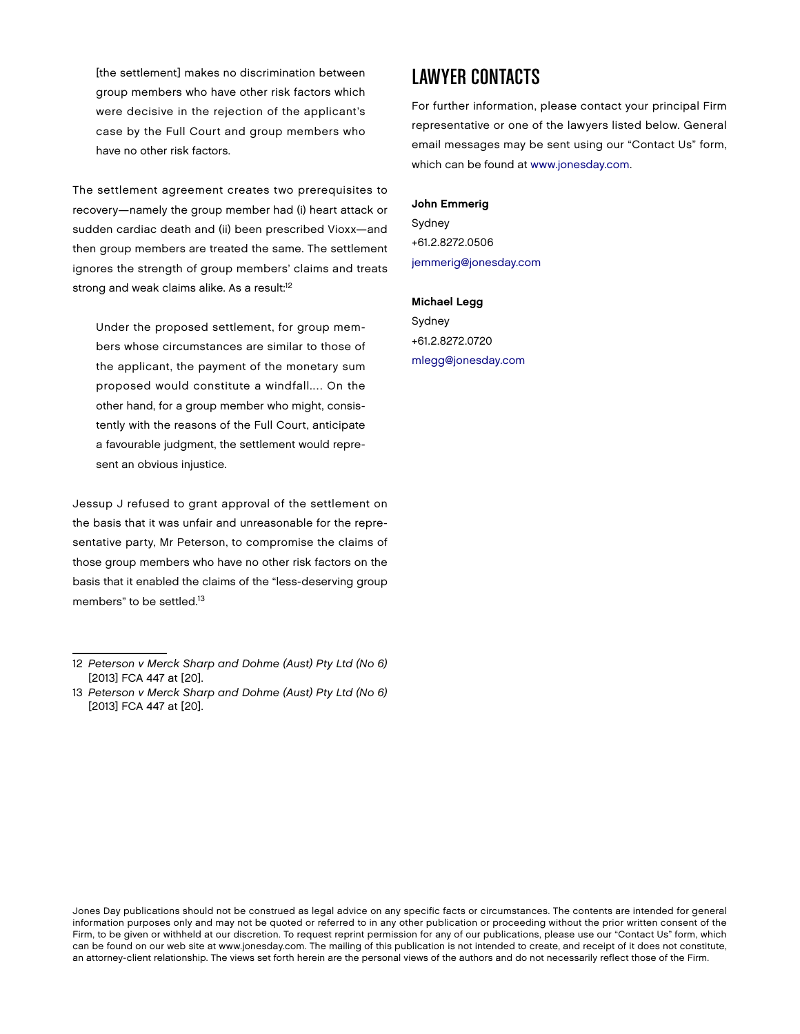> [the settlement] makes no discrimination between group members who have other risk factors which were decisive in the rejection of the applicant's case by the Full Court and group members who have no other risk factors.

The settlement agreement creates two prerequisites to recovery—namely the group member had (i) heart attack or sudden cardiac death and (ii) been prescribed Vioxx—and then group members are treated the same. The settlement ignores the strength of group members' claims and treats strong and weak claims alike. As a result:[12]

> Under the proposed settlement, for group members whose circumstances are similar to those of the applicant, the payment of the monetary sum proposed would constitute a windfall.... On the other hand, for a group member who might, consistently with the reasons of the Full Court, anticipate a favourable judgment, the settlement would represent an obvious injustice.

Jessup J refused to grant approval of the settlement on the basis that it was unfair and unreasonable for the representative party, Mr Peterson, to compromise the claims of those group members who have no other risk factors on the basis that it enabled the claims of the "less-deserving group members" to be settled.[13]

---

12 *Peterson v Merck Sharp and Dohme (Aust) Pty Ltd (No 6)* [2013] FCA 447 at [20].

13 *Peterson v Merck Sharp and Dohme (Aust) Pty Ltd (No 6)* [2013] FCA 447 at [20].

## LAWYER CONTACTS

For further information, please contact your principal Firm representative or one of the lawyers listed below. General email messages may be sent using our "Contact Us" form, which can be found at www.jonesday.com.

**John Emmerig**
Sydney
+61.2.8272.0506
jemmerig@jonesday.com

**Michael Legg**
Sydney
+61.2.8272.0720
mlegg@jonesday.com

Jones Day publications should not be construed as legal advice on any specific facts or circumstances. The contents are intended for general information purposes only and may not be quoted or referred to in any other publication or proceeding without the prior written consent of the Firm, to be given or withheld at our discretion. To request reprint permission for any of our publications, please use our "Contact Us" form, which can be found on our web site at www.jonesday.com. The mailing of this publication is not intended to create, and receipt of it does not constitute, an attorney-client relationship. The views set forth herein are the personal views of the authors and do not necessarily reflect those of the Firm.